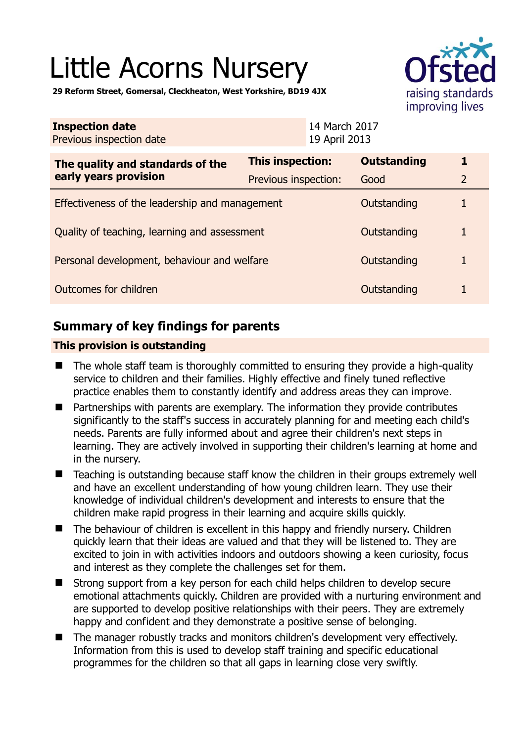# Little Acorns Nursery

**29 Reform Street, Gomersal, Cleckheaton, West Yorkshire, BD19 4JX**

Ofsted raising standards improving lives

| **Inspection date** | 14 March 2017 |
|---|---|
| Previous inspection date | 19 April 2013 |

| **The quality and standards of the early years provision** | **This inspection:** | **Outstanding** | **1** |
|---|---|---|---|
| | Previous inspection: | Good | 2 |
| Effectiveness of the leadership and management | | Outstanding | 1 |
| Quality of teaching, learning and assessment | | Outstanding | 1 |
| Personal development, behaviour and welfare | | Outstanding | 1 |
| Outcomes for children | | Outstanding | 1 |

## Summary of key findings for parents

**This provision is outstanding**

- The whole staff team is thoroughly committed to ensuring they provide a high-quality service to children and their families. Highly effective and finely tuned reflective practice enables them to constantly identify and address areas they can improve.
- Partnerships with parents are exemplary. The information they provide contributes significantly to the staff's success in accurately planning for and meeting each child's needs. Parents are fully informed about and agree their children's next steps in learning. They are actively involved in supporting their children's learning at home and in the nursery.
- Teaching is outstanding because staff know the children in their groups extremely well and have an excellent understanding of how young children learn. They use their knowledge of individual children's development and interests to ensure that the children make rapid progress in their learning and acquire skills quickly.
- The behaviour of children is excellent in this happy and friendly nursery. Children quickly learn that their ideas are valued and that they will be listened to. They are excited to join in with activities indoors and outdoors showing a keen curiosity, focus and interest as they complete the challenges set for them.
- Strong support from a key person for each child helps children to develop secure emotional attachments quickly. Children are provided with a nurturing environment and are supported to develop positive relationships with their peers. They are extremely happy and confident and they demonstrate a positive sense of belonging.
- The manager robustly tracks and monitors children's development very effectively. Information from this is used to develop staff training and specific educational programmes for the children so that all gaps in learning close very swiftly.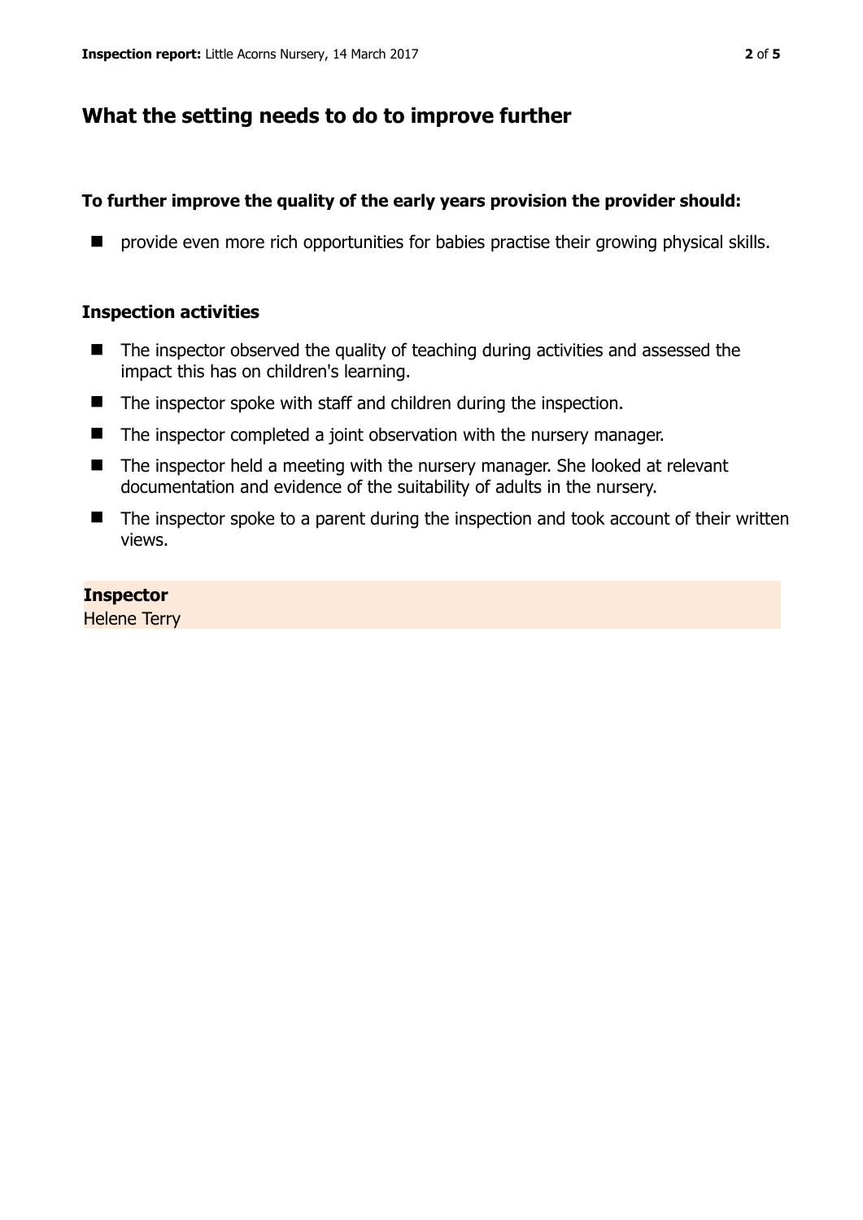## What the setting needs to do to improve further

**To further improve the quality of the early years provision the provider should:**

- provide even more rich opportunities for babies practise their growing physical skills.

### Inspection activities

- The inspector observed the quality of teaching during activities and assessed the impact this has on children's learning.
- The inspector spoke with staff and children during the inspection.
- The inspector completed a joint observation with the nursery manager.
- The inspector held a meeting with the nursery manager. She looked at relevant documentation and evidence of the suitability of adults in the nursery.
- The inspector spoke to a parent during the inspection and took account of their written views.

**Inspector**
Helene Terry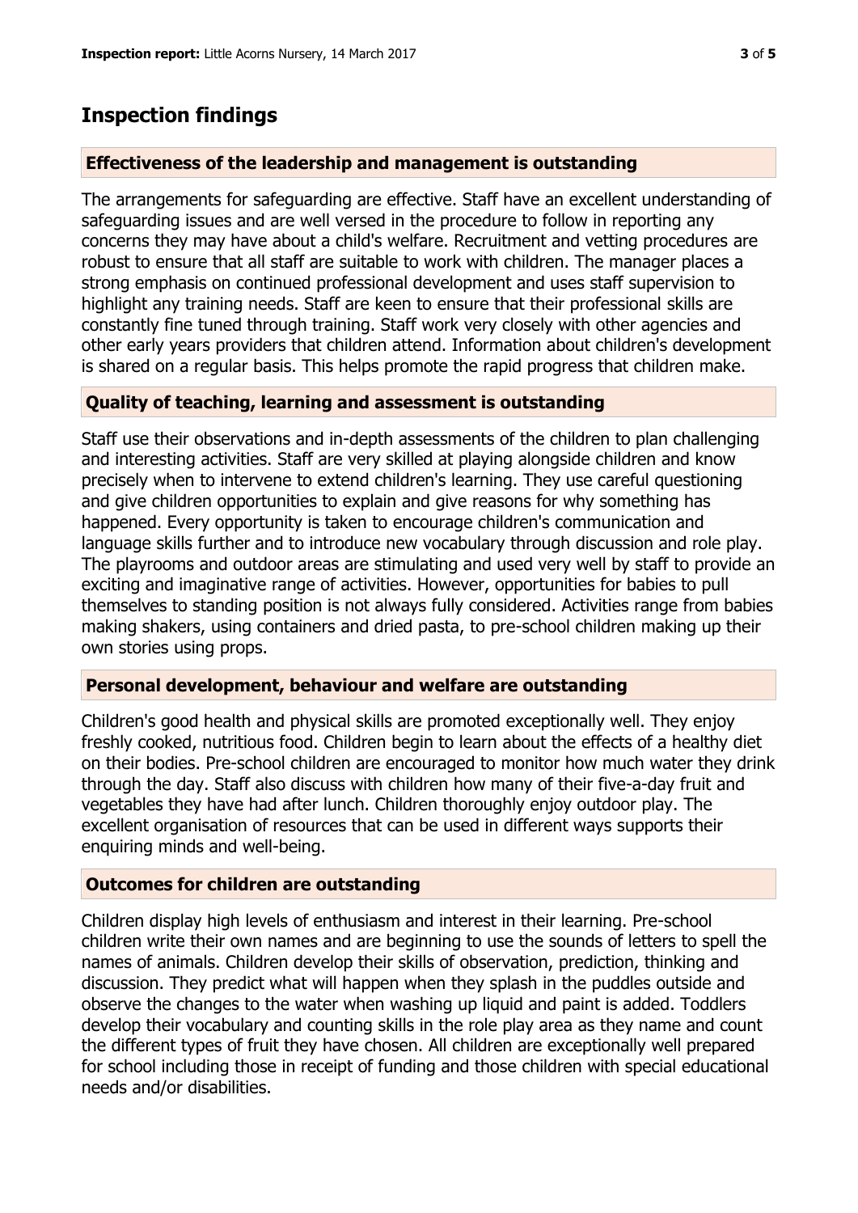# Inspection findings

## Effectiveness of the leadership and management is outstanding

The arrangements for safeguarding are effective. Staff have an excellent understanding of safeguarding issues and are well versed in the procedure to follow in reporting any concerns they may have about a child's welfare. Recruitment and vetting procedures are robust to ensure that all staff are suitable to work with children. The manager places a strong emphasis on continued professional development and uses staff supervision to highlight any training needs. Staff are keen to ensure that their professional skills are constantly fine tuned through training. Staff work very closely with other agencies and other early years providers that children attend. Information about children's development is shared on a regular basis. This helps promote the rapid progress that children make.

## Quality of teaching, learning and assessment is outstanding

Staff use their observations and in-depth assessments of the children to plan challenging and interesting activities. Staff are very skilled at playing alongside children and know precisely when to intervene to extend children's learning. They use careful questioning and give children opportunities to explain and give reasons for why something has happened. Every opportunity is taken to encourage children's communication and language skills further and to introduce new vocabulary through discussion and role play. The playrooms and outdoor areas are stimulating and used very well by staff to provide an exciting and imaginative range of activities. However, opportunities for babies to pull themselves to standing position is not always fully considered. Activities range from babies making shakers, using containers and dried pasta, to pre-school children making up their own stories using props.

## Personal development, behaviour and welfare are outstanding

Children's good health and physical skills are promoted exceptionally well. They enjoy freshly cooked, nutritious food. Children begin to learn about the effects of a healthy diet on their bodies. Pre-school children are encouraged to monitor how much water they drink through the day. Staff also discuss with children how many of their five-a-day fruit and vegetables they have had after lunch. Children thoroughly enjoy outdoor play. The excellent organisation of resources that can be used in different ways supports their enquiring minds and well-being.

## Outcomes for children are outstanding

Children display high levels of enthusiasm and interest in their learning. Pre-school children write their own names and are beginning to use the sounds of letters to spell the names of animals. Children develop their skills of observation, prediction, thinking and discussion. They predict what will happen when they splash in the puddles outside and observe the changes to the water when washing up liquid and paint is added. Toddlers develop their vocabulary and counting skills in the role play area as they name and count the different types of fruit they have chosen. All children are exceptionally well prepared for school including those in receipt of funding and those children with special educational needs and/or disabilities.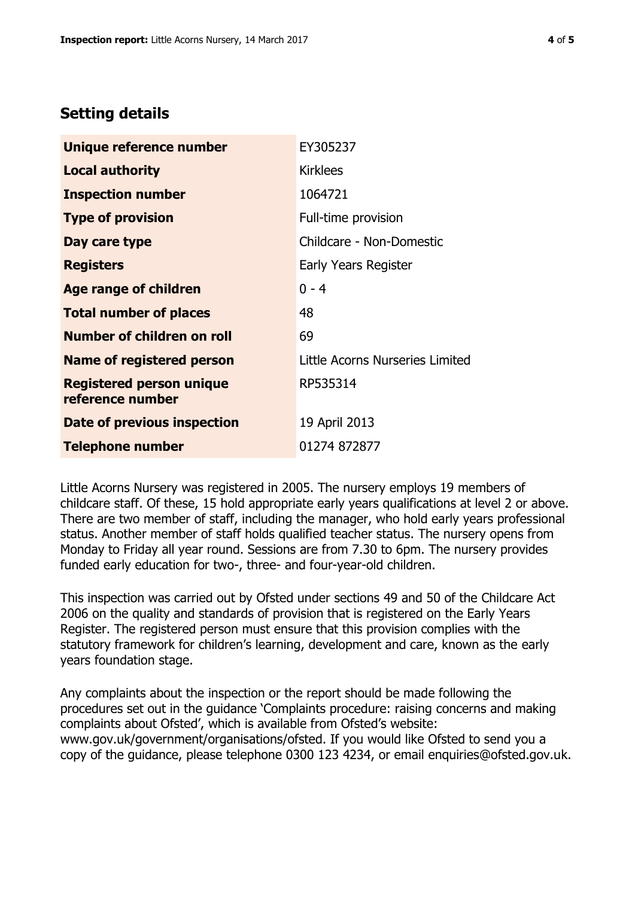## Setting details

| | |
|---|---|
| **Unique reference number** | EY305237 |
| **Local authority** | Kirklees |
| **Inspection number** | 1064721 |
| **Type of provision** | Full-time provision |
| **Day care type** | Childcare - Non-Domestic |
| **Registers** | Early Years Register |
| **Age range of children** | 0 - 4 |
| **Total number of places** | 48 |
| **Number of children on roll** | 69 |
| **Name of registered person** | Little Acorns Nurseries Limited |
| **Registered person unique reference number** | RP535314 |
| **Date of previous inspection** | 19 April 2013 |
| **Telephone number** | 01274 872877 |

Little Acorns Nursery was registered in 2005. The nursery employs 19 members of childcare staff. Of these, 15 hold appropriate early years qualifications at level 2 or above. There are two member of staff, including the manager, who hold early years professional status. Another member of staff holds qualified teacher status. The nursery opens from Monday to Friday all year round. Sessions are from 7.30 to 6pm. The nursery provides funded early education for two-, three- and four-year-old children.

This inspection was carried out by Ofsted under sections 49 and 50 of the Childcare Act 2006 on the quality and standards of provision that is registered on the Early Years Register. The registered person must ensure that this provision complies with the statutory framework for children's learning, development and care, known as the early years foundation stage.

Any complaints about the inspection or the report should be made following the procedures set out in the guidance 'Complaints procedure: raising concerns and making complaints about Ofsted', which is available from Ofsted's website: www.gov.uk/government/organisations/ofsted. If you would like Ofsted to send you a copy of the guidance, please telephone 0300 123 4234, or email enquiries@ofsted.gov.uk.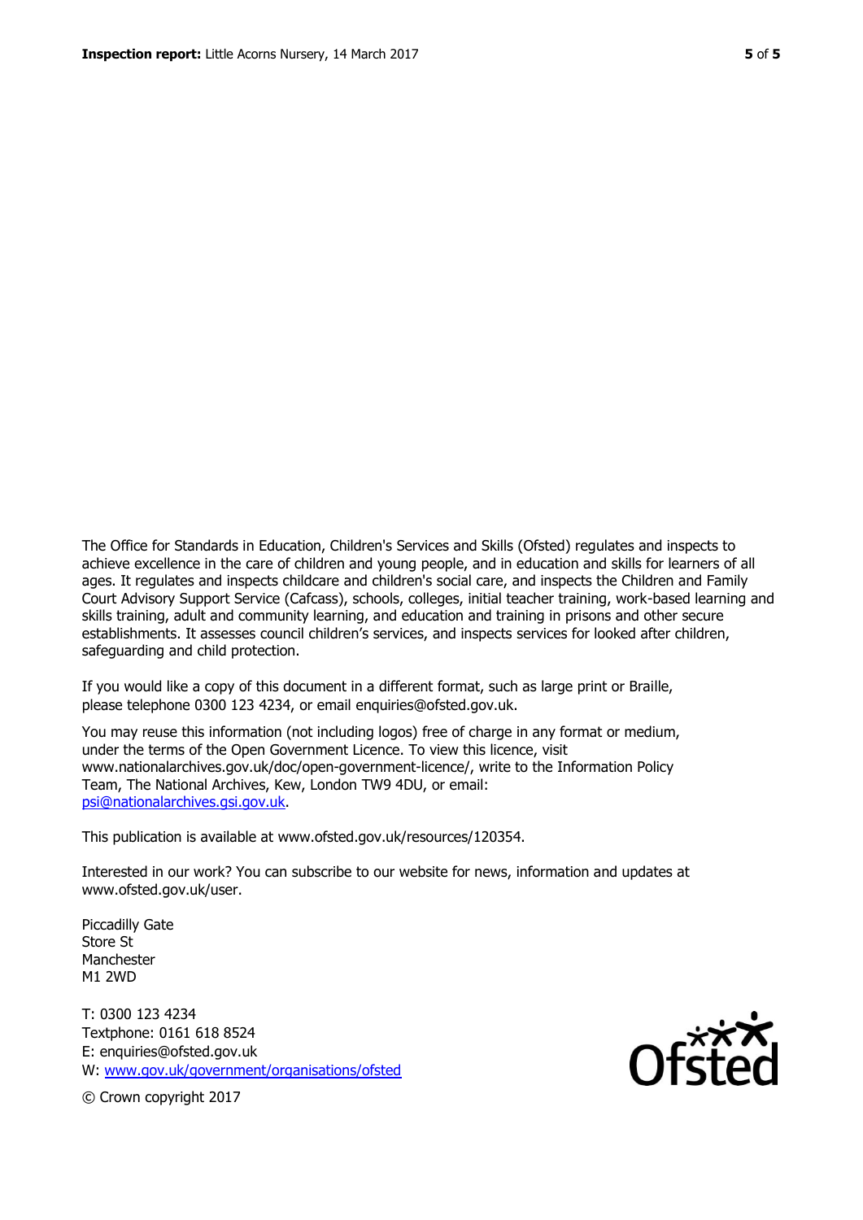The Office for Standards in Education, Children's Services and Skills (Ofsted) regulates and inspects to achieve excellence in the care of children and young people, and in education and skills for learners of all ages. It regulates and inspects childcare and children's social care, and inspects the Children and Family Court Advisory Support Service (Cafcass), schools, colleges, initial teacher training, work-based learning and skills training, adult and community learning, and education and training in prisons and other secure establishments. It assesses council children's services, and inspects services for looked after children, safeguarding and child protection.

If you would like a copy of this document in a different format, such as large print or Braille, please telephone 0300 123 4234, or email enquiries@ofsted.gov.uk.

You may reuse this information (not including logos) free of charge in any format or medium, under the terms of the Open Government Licence. To view this licence, visit www.nationalarchives.gov.uk/doc/open-government-licence/, write to the Information Policy Team, The National Archives, Kew, London TW9 4DU, or email: psi@nationalarchives.gsi.gov.uk.

This publication is available at www.ofsted.gov.uk/resources/120354.

Interested in our work? You can subscribe to our website for news, information and updates at www.ofsted.gov.uk/user.

Piccadilly Gate
Store St
Manchester
M1 2WD

T: 0300 123 4234
Textphone: 0161 618 8524
E: enquiries@ofsted.gov.uk
W: www.gov.uk/government/organisations/ofsted

© Crown copyright 2017